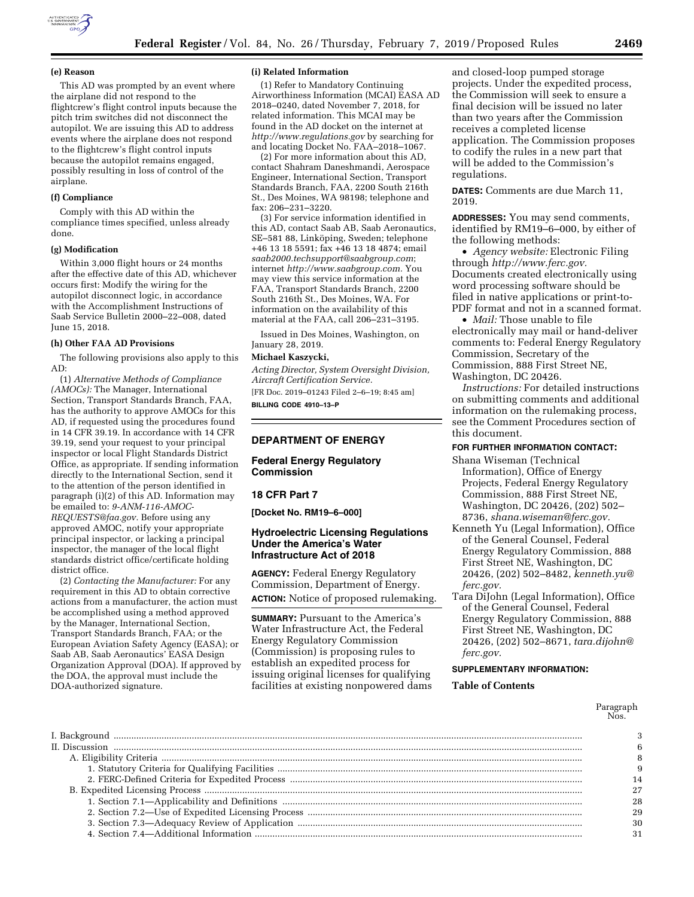**(e) Reason**

This AD was prompted by an event where the airplane did not respond to the flightcrew's flight control inputs because the pitch trim switches did not disconnect the autopilot. We are issuing this AD to address events where the airplane does not respond to the flightcrew's flight control inputs because the autopilot remains engaged, possibly resulting in loss of control of the airplane.

**(f) Compliance**

Comply with this AD within the compliance times specified, unless already done.

**(g) Modification**

Within 3,000 flight hours or 24 months after the effective date of this AD, whichever occurs first: Modify the wiring for the autopilot disconnect logic, in accordance with the Accomplishment Instructions of Saab Service Bulletin 2000–22–008, dated June 15, 2018.

**(h) Other FAA AD Provisions**

The following provisions also apply to this AD:

(1) *Alternative Methods of Compliance (AMOCs):* The Manager, International Section, Transport Standards Branch, FAA, has the authority to approve AMOCs for this AD, if requested using the procedures found in 14 CFR 39.19. In accordance with 14 CFR 39.19, send your request to your principal inspector or local Flight Standards District Office, as appropriate. If sending information directly to the International Section, send it to the attention of the person identified in paragraph (i)(2) of this AD. Information may be emailed to: *9-ANM-116-AMOC-REQUESTS@faa.gov.* Before using any approved AMOC, notify your appropriate principal inspector, or lacking a principal inspector, the manager of the local flight standards district office/certificate holding district office.

(2) *Contacting the Manufacturer:* For any requirement in this AD to obtain corrective actions from a manufacturer, the action must be accomplished using a method approved by the Manager, International Section, Transport Standards Branch, FAA; or the European Aviation Safety Agency (EASA); or Saab AB, Saab Aeronautics' EASA Design Organization Approval (DOA). If approved by the DOA, the approval must include the DOA-authorized signature.

**(i) Related Information**

(1) Refer to Mandatory Continuing Airworthiness Information (MCAI) EASA AD 2018–0240, dated November 7, 2018, for related information. This MCAI may be found in the AD docket on the internet at *http://www.regulations.gov* by searching for and locating Docket No. FAA–2018–1067.

(2) For more information about this AD, contact Shahram Daneshmandi, Aerospace Engineer, International Section, Transport Standards Branch, FAA, 2200 South 216th St., Des Moines, WA 98198; telephone and fax: 206–231–3220.

(3) For service information identified in this AD, contact Saab AB, Saab Aeronautics, SE–581 88, Linköping, Sweden; telephone +46 13 18 5591; fax +46 13 18 4874; email *saab2000.techsupport@saabgroup.com*; internet *http://www.saabgroup.com.* You may view this service information at the FAA, Transport Standards Branch, 2200 South 216th St., Des Moines, WA. For information on the availability of this material at the FAA, call 206–231–3195.

Issued in Des Moines, Washington, on January 28, 2019.

**Michael Kaszycki,**

*Acting Director, System Oversight Division, Aircraft Certification Service.*

[FR Doc. 2019–01243 Filed 2–6–19; 8:45 am]

**BILLING CODE 4910–13–P**

## DEPARTMENT OF ENERGY

### Federal Energy Regulatory Commission

**18 CFR Part 7**

**[Docket No. RM19–6–000]**

### Hydroelectric Licensing Regulations Under the America's Water Infrastructure Act of 2018

**AGENCY:** Federal Energy Regulatory Commission, Department of Energy.

**ACTION:** Notice of proposed rulemaking.

**SUMMARY:** Pursuant to the America's Water Infrastructure Act, the Federal Energy Regulatory Commission (Commission) is proposing rules to establish an expedited process for issuing original licenses for qualifying facilities at existing nonpowered dams and closed-loop pumped storage projects. Under the expedited process, the Commission will seek to ensure a final decision will be issued no later than two years after the Commission receives a completed license application. The Commission proposes to codify the rules in a new part that will be added to the Commission's regulations.

**DATES:** Comments are due March 11, 2019.

**ADDRESSES:** You may send comments, identified by RM19–6–000, by either of the following methods:

- *Agency website:* Electronic Filing through *http://www.ferc.gov.* Documents created electronically using word processing software should be filed in native applications or print-to-PDF format and not in a scanned format.
- *Mail:* Those unable to file electronically may mail or hand-deliver comments to: Federal Energy Regulatory Commission, Secretary of the Commission, 888 First Street NE, Washington, DC 20426.

*Instructions:* For detailed instructions on submitting comments and additional information on the rulemaking process, see the Comment Procedures section of this document.

**FOR FURTHER INFORMATION CONTACT:**

Shana Wiseman (Technical Information), Office of Energy Projects, Federal Energy Regulatory Commission, 888 First Street NE, Washington, DC 20426, (202) 502–8736, *shana.wiseman@ferc.gov.*

Kenneth Yu (Legal Information), Office of the General Counsel, Federal Energy Regulatory Commission, 888 First Street NE, Washington, DC 20426, (202) 502–8482, *kenneth.yu@ferc.gov.*

Tara DiJohn (Legal Information), Office of the General Counsel, Federal Energy Regulatory Commission, 888 First Street NE, Washington, DC 20426, (202) 502–8671, *tara.dijohn@ferc.gov.*

**SUPPLEMENTARY INFORMATION:**

**Table of Contents**

| | Paragraph Nos. |
|---|---|
| I. Background | 3 |
| II. Discussion | 6 |
| A. Eligibility Criteria | 8 |
| 1. Statutory Criteria for Qualifying Facilities | 9 |
| 2. FERC-Defined Criteria for Expedited Process | 14 |
| B. Expedited Licensing Process | 27 |
| 1. Section 7.1—Applicability and Definitions | 28 |
| 2. Section 7.2—Use of Expedited Licensing Process | 29 |
| 3. Section 7.3—Adequacy Review of Application | 30 |
| 4. Section 7.4—Additional Information | 31 |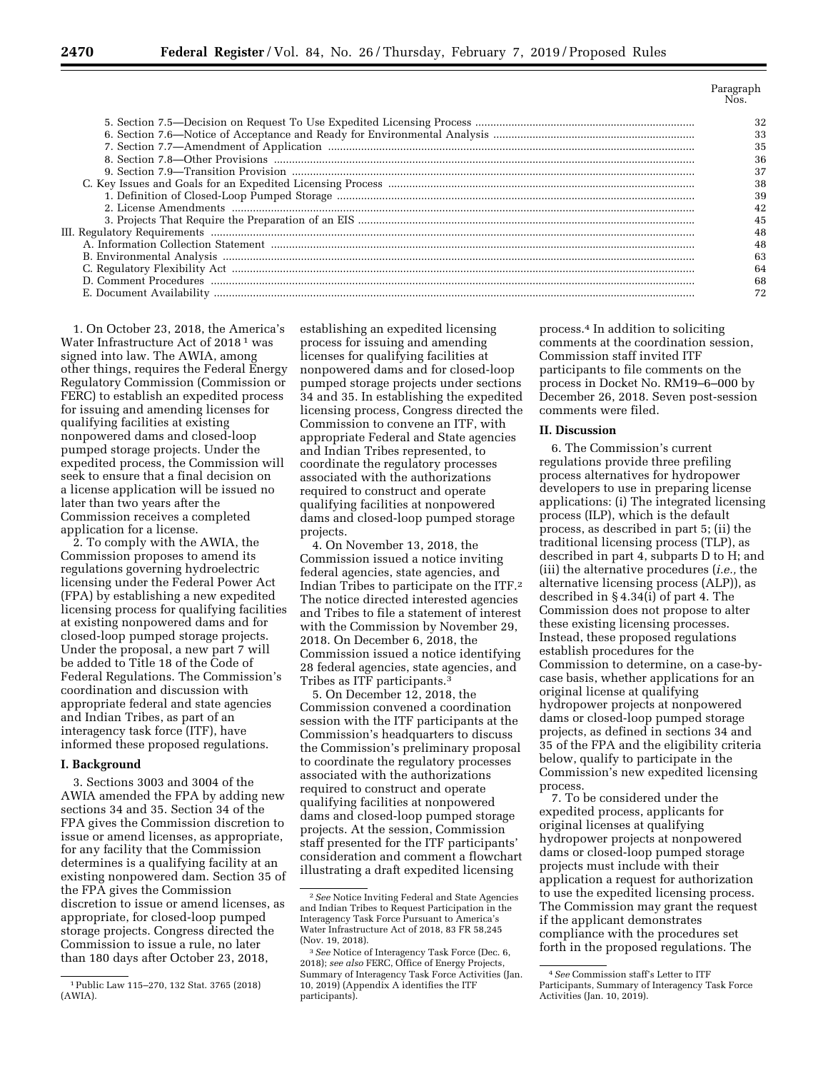| | Paragraph Nos. |
|---|---|
| 5. Section 7.5—Decision on Request To Use Expedited Licensing Process | 32 |
| 6. Section 7.6—Notice of Acceptance and Ready for Environmental Analysis | 33 |
| 7. Section 7.7—Amendment of Application | 35 |
| 8. Section 7.8—Other Provisions | 36 |
| 9. Section 7.9—Transition Provision | 37 |
| C. Key Issues and Goals for an Expedited Licensing Process | 38 |
| 1. Definition of Closed-Loop Pumped Storage | 39 |
| 2. License Amendments | 42 |
| 3. Projects That Require the Preparation of an EIS | 45 |
| III. Regulatory Requirements | 48 |
| A. Information Collection Statement | 48 |
| B. Environmental Analysis | 63 |
| C. Regulatory Flexibility Act | 64 |
| D. Comment Procedures | 68 |
| E. Document Availability | 72 |

1. On October 23, 2018, the America's Water Infrastructure Act of 2018[1] was signed into law. The AWIA, among other things, requires the Federal Energy Regulatory Commission (Commission or FERC) to establish an expedited process for issuing and amending licenses for qualifying facilities at existing nonpowered dams and closed-loop pumped storage projects. Under the expedited process, the Commission will seek to ensure that a final decision on a license application will be issued no later than two years after the Commission receives a completed application for a license.

2. To comply with the AWIA, the Commission proposes to amend its regulations governing hydroelectric licensing under the Federal Power Act (FPA) by establishing a new expedited licensing process for qualifying facilities at existing nonpowered dams and for closed-loop pumped storage projects. Under the proposal, a new part 7 will be added to Title 18 of the Code of Federal Regulations. The Commission's coordination and discussion with appropriate federal and state agencies and Indian Tribes, as part of an interagency task force (ITF), have informed these proposed regulations.

## I. Background

3. Sections 3003 and 3004 of the AWIA amended the FPA by adding new sections 34 and 35. Section 34 of the FPA gives the Commission discretion to issue or amend licenses, as appropriate, for any facility that the Commission determines is a qualifying facility at an existing nonpowered dam. Section 35 of the FPA gives the Commission discretion to issue or amend licenses, as appropriate, for closed-loop pumped storage projects. Congress directed the Commission to issue a rule, no later than 180 days after October 23, 2018, establishing an expedited licensing process for issuing and amending licenses for qualifying facilities at nonpowered dams and for closed-loop pumped storage projects under sections 34 and 35. In establishing the expedited licensing process, Congress directed the Commission to convene an ITF, with appropriate Federal and State agencies and Indian Tribes represented, to coordinate the regulatory processes associated with the authorizations required to construct and operate qualifying facilities at nonpowered dams and closed-loop pumped storage projects.

4. On November 13, 2018, the Commission issued a notice inviting federal agencies, state agencies, and Indian Tribes to participate on the ITF.[2] The notice directed interested agencies and Tribes to file a statement of interest with the Commission by November 29, 2018. On December 6, 2018, the Commission issued a notice identifying 28 federal agencies, state agencies, and Tribes as ITF participants.[3]

5. On December 12, 2018, the Commission convened a coordination session with the ITF participants at the Commission's headquarters to discuss the Commission's preliminary proposal to coordinate the regulatory processes associated with the authorizations required to construct and operate qualifying facilities at nonpowered dams and closed-loop pumped storage projects. At the session, Commission staff presented for the ITF participants' consideration and comment a flowchart illustrating a draft expedited licensing process.[4] In addition to soliciting comments at the coordination session, Commission staff invited ITF participants to file comments on the process in Docket No. RM19–6–000 by December 26, 2018. Seven post-session comments were filed.

## II. Discussion

6. The Commission's current regulations provide three prefiling process alternatives for hydropower developers to use in preparing license applications: (i) The integrated licensing process (ILP), which is the default process, as described in part 5; (ii) the traditional licensing process (TLP), as described in part 4, subparts D to H; and (iii) the alternative procedures (*i.e.,* the alternative licensing process (ALP)), as described in § 4.34(i) of part 4. The Commission does not propose to alter these existing licensing processes. Instead, these proposed regulations establish procedures for the Commission to determine, on a case-by-case basis, whether applications for an original license at qualifying hydropower projects at nonpowered dams or closed-loop pumped storage projects, as defined in sections 34 and 35 of the FPA and the eligibility criteria below, qualify to participate in the Commission's new expedited licensing process.

7. To be considered under the expedited process, applicants for original licenses at qualifying hydropower projects at nonpowered dams or closed-loop pumped storage projects must include with their application a request for authorization to use the expedited licensing process. The Commission may grant the request if the applicant demonstrates compliance with the procedures set forth in the proposed regulations. The

---

[1] Public Law 115–270, 132 Stat. 3765 (2018) (AWIA).

[2] *See* Notice Inviting Federal and State Agencies and Indian Tribes to Request Participation in the Interagency Task Force Pursuant to America's Water Infrastructure Act of 2018, 83 FR 58,245 (Nov. 19, 2018).

[3] *See* Notice of Interagency Task Force (Dec. 6, 2018); *see also* FERC, Office of Energy Projects, Summary of Interagency Task Force Activities (Jan. 10, 2019) (Appendix A identifies the ITF participants).

[4] *See* Commission staff's Letter to ITF Participants, Summary of Interagency Task Force Activities (Jan. 10, 2019).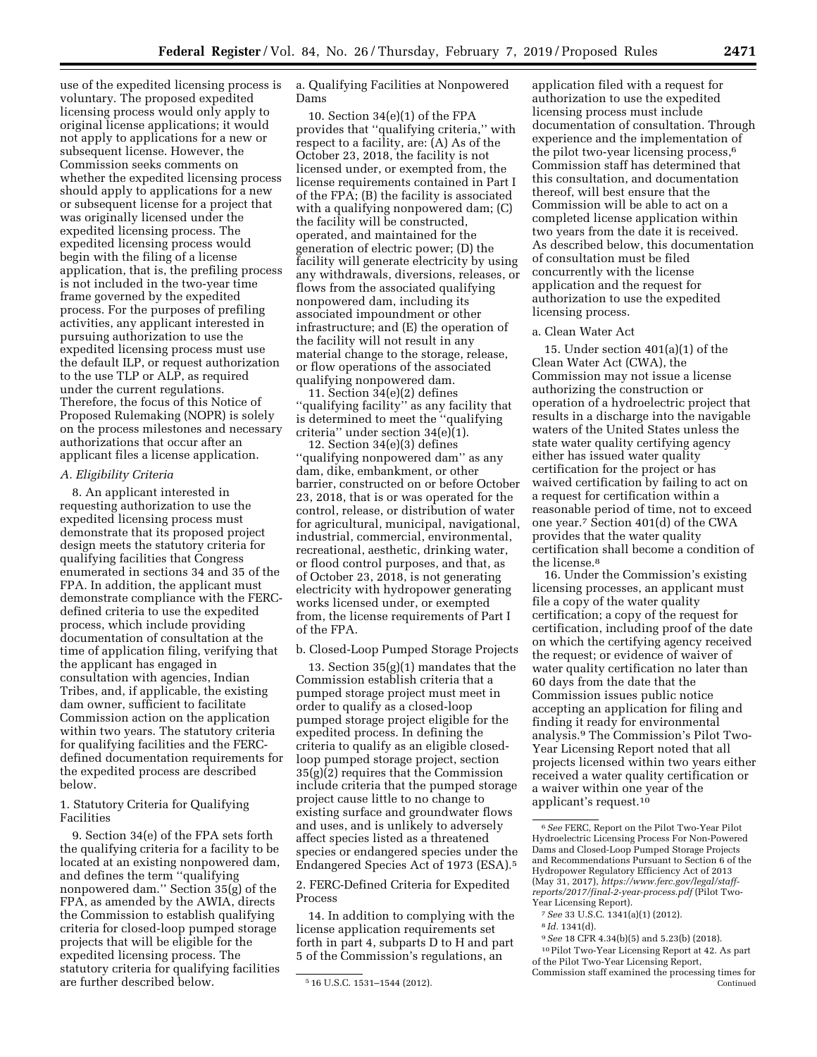use of the expedited licensing process is voluntary. The proposed expedited licensing process would only apply to original license applications; it would not apply to applications for a new or subsequent license. However, the Commission seeks comments on whether the expedited licensing process should apply to applications for a new or subsequent license for a project that was originally licensed under the expedited licensing process. The expedited licensing process would begin with the filing of a license application, that is, the prefiling process is not included in the two-year time frame governed by the expedited process. For the purposes of prefiling activities, any applicant interested in pursuing authorization to use the expedited licensing process must use the default ILP, or request authorization to the use TLP or ALP, as required under the current regulations. Therefore, the focus of this Notice of Proposed Rulemaking (NOPR) is solely on the process milestones and necessary authorizations that occur after an applicant files a license application.

### A. Eligibility Criteria

8. An applicant interested in requesting authorization to use the expedited licensing process must demonstrate that its proposed project design meets the statutory criteria for qualifying facilities that Congress enumerated in sections 34 and 35 of the FPA. In addition, the applicant must demonstrate compliance with the FERC-defined criteria to use the expedited process, which include providing documentation of consultation at the time of application filing, verifying that the applicant has engaged in consultation with agencies, Indian Tribes, and, if applicable, the existing dam owner, sufficient to facilitate Commission action on the application within two years. The statutory criteria for qualifying facilities and the FERC-defined documentation requirements for the expedited process are described below.

#### 1. Statutory Criteria for Qualifying Facilities

9. Section 34(e) of the FPA sets forth the qualifying criteria for a facility to be located at an existing nonpowered dam, and defines the term ''qualifying nonpowered dam.'' Section 35(g) of the FPA, as amended by the AWIA, directs the Commission to establish qualifying criteria for closed-loop pumped storage projects that will be eligible for the expedited licensing process. The statutory criteria for qualifying facilities are further described below.

##### a. Qualifying Facilities at Nonpowered Dams

10. Section 34(e)(1) of the FPA provides that ''qualifying criteria,'' with respect to a facility, are: (A) As of the October 23, 2018, the facility is not licensed under, or exempted from, the license requirements contained in Part I of the FPA; (B) the facility is associated with a qualifying nonpowered dam; (C) the facility will be constructed, operated, and maintained for the generation of electric power; (D) the facility will generate electricity by using any withdrawals, diversions, releases, or flows from the associated qualifying nonpowered dam, including its associated impoundment or other infrastructure; and (E) the operation of the facility will not result in any material change to the storage, release, or flow operations of the associated qualifying nonpowered dam.

11. Section 34(e)(2) defines ''qualifying facility'' as any facility that is determined to meet the ''qualifying criteria'' under section 34(e)(1).

12. Section 34(e)(3) defines ''qualifying nonpowered dam'' as any dam, dike, embankment, or other barrier, constructed on or before October 23, 2018, that is or was operated for the control, release, or distribution of water for agricultural, municipal, navigational, industrial, commercial, environmental, recreational, aesthetic, drinking water, or flood control purposes, and that, as of October 23, 2018, is not generating electricity with hydropower generating works licensed under, or exempted from, the license requirements of Part I of the FPA.

##### b. Closed-Loop Pumped Storage Projects

13. Section 35(g)(1) mandates that the Commission establish criteria that a pumped storage project must meet in order to qualify as a closed-loop pumped storage project eligible for the expedited process. In defining the criteria to qualify as an eligible closed-loop pumped storage project, section 35(g)(2) requires that the Commission include criteria that the pumped storage project cause little to no change to existing surface and groundwater flows and uses, and is unlikely to adversely affect species listed as a threatened species or endangered species under the Endangered Species Act of 1973 (ESA).[5]

#### 2. FERC-Defined Criteria for Expedited Process

14. In addition to complying with the license application requirements set forth in part 4, subparts D to H and part 5 of the Commission's regulations, an application filed with a request for authorization to use the expedited licensing process must include documentation of consultation. Through experience and the implementation of the pilot two-year licensing process,[6] Commission staff has determined that this consultation, and documentation thereof, will best ensure that the Commission will be able to act on a completed license application within two years from the date it is received. As described below, this documentation of consultation must be filed concurrently with the license application and the request for authorization to use the expedited licensing process.

##### a. Clean Water Act

15. Under section 401(a)(1) of the Clean Water Act (CWA), the Commission may not issue a license authorizing the construction or operation of a hydroelectric project that results in a discharge into the navigable waters of the United States unless the state water quality certifying agency either has issued water quality certification for the project or has waived certification by failing to act on a request for certification within a reasonable period of time, not to exceed one year.[7] Section 401(d) of the CWA provides that the water quality certification shall become a condition of the license.[8]

16. Under the Commission's existing licensing processes, an applicant must file a copy of the water quality certification; a copy of the request for certification, including proof of the date on which the certifying agency received the request; or evidence of waiver of water quality certification no later than 60 days from the date that the Commission issues public notice accepting an application for filing and finding it ready for environmental analysis.[9] The Commission's Pilot Two-Year Licensing Report noted that all projects licensed within two years either received a water quality certification or a waiver within one year of the applicant's request.[10]

---

[5] 16 U.S.C. 1531–1544 (2012).

[6] *See* FERC, Report on the Pilot Two-Year Pilot Hydroelectric Licensing Process For Non-Powered Dams and Closed-Loop Pumped Storage Projects and Recommendations Pursuant to Section 6 of the Hydropower Regulatory Efficiency Act of 2013 (May 31, 2017), *https://www.ferc.gov/legal/staff-reports/2017/final-2-year-process.pdf* (Pilot Two-Year Licensing Report).

[7] *See* 33 U.S.C. 1341(a)(1) (2012).

[8] *Id.* 1341(d).

[9] *See* 18 CFR 4.34(b)(5) and 5.23(b) (2018).

[10] Pilot Two-Year Licensing Report at 42. As part of the Pilot Two-Year Licensing Report, Commission staff examined the processing times for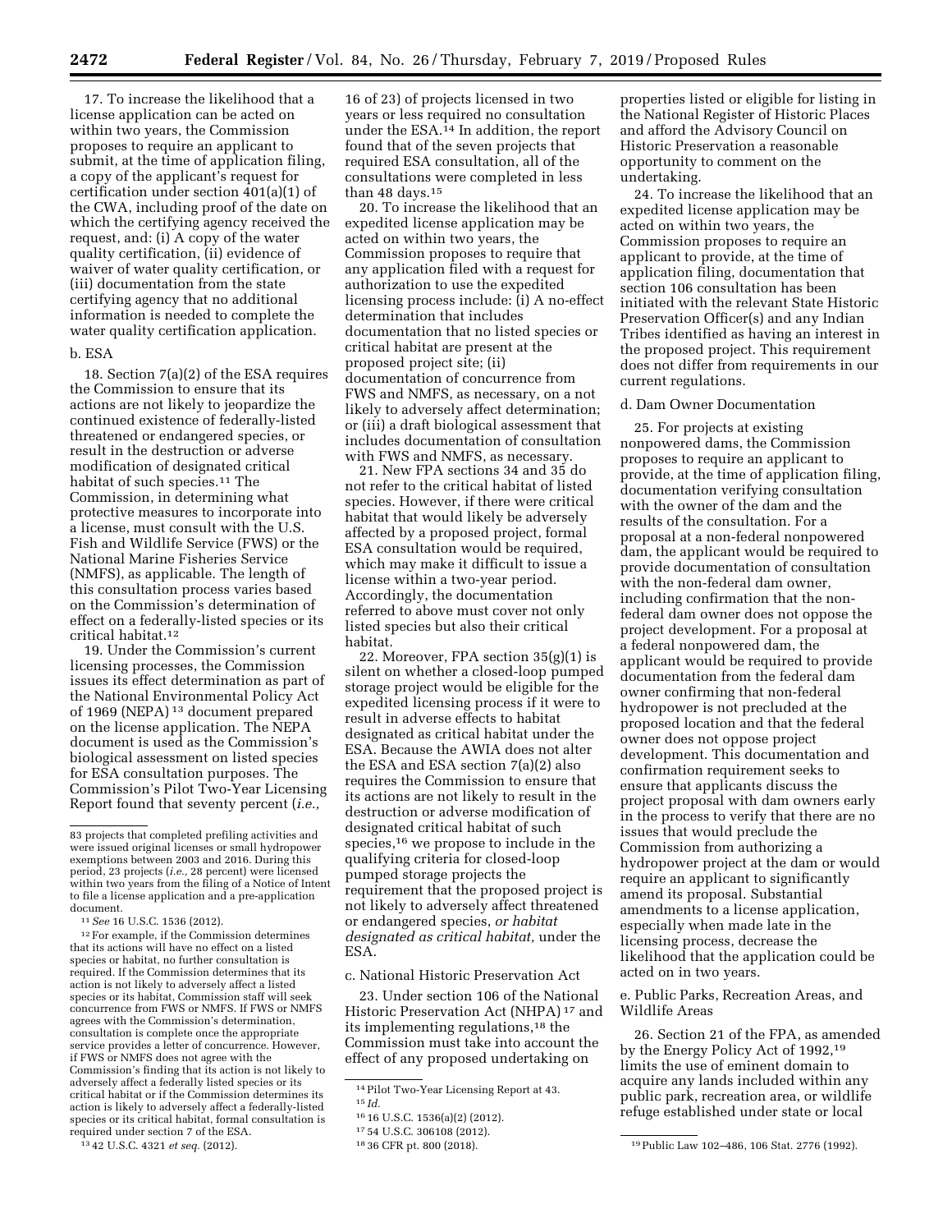17. To increase the likelihood that a license application can be acted on within two years, the Commission proposes to require an applicant to submit, at the time of application filing, a copy of the applicant's request for certification under section 401(a)(1) of the CWA, including proof of the date on which the certifying agency received the request, and: (i) A copy of the water quality certification, (ii) evidence of waiver of water quality certification, or (iii) documentation from the state certifying agency that no additional information is needed to complete the water quality certification application.

b. ESA

18. Section 7(a)(2) of the ESA requires the Commission to ensure that its actions are not likely to jeopardize the continued existence of federally-listed threatened or endangered species, or result in the destruction or adverse modification of designated critical habitat of such species.[11] The Commission, in determining what protective measures to incorporate into a license, must consult with the U.S. Fish and Wildlife Service (FWS) or the National Marine Fisheries Service (NMFS), as applicable. The length of this consultation process varies based on the Commission's determination of effect on a federally-listed species or its critical habitat.[12]

19. Under the Commission's current licensing processes, the Commission issues its effect determination as part of the National Environmental Policy Act of 1969 (NEPA)[13] document prepared on the license application. The NEPA document is used as the Commission's biological assessment on listed species for ESA consultation purposes. The Commission's Pilot Two-Year Licensing Report found that seventy percent (*i.e.,* 16 of 23) of projects licensed in two years or less required no consultation under the ESA.[14] In addition, the report found that of the seven projects that required ESA consultation, all of the consultations were completed in less than 48 days.[15]

20. To increase the likelihood that an expedited license application may be acted on within two years, the Commission proposes to require that any application filed with a request for authorization to use the expedited licensing process include: (i) A no-effect determination that includes documentation that no listed species or critical habitat are present at the proposed project site; (ii) documentation of concurrence from FWS and NMFS, as necessary, on a not likely to adversely affect determination; or (iii) a draft biological assessment that includes documentation of consultation with FWS and NMFS, as necessary.

21. New FPA sections 34 and 35 do not refer to the critical habitat of listed species. However, if there were critical habitat that would likely be adversely affected by a proposed project, formal ESA consultation would be required, which may make it difficult to issue a license within a two-year period. Accordingly, the documentation referred to above must cover not only listed species but also their critical habitat.

22. Moreover, FPA section 35(g)(1) is silent on whether a closed-loop pumped storage project would be eligible for the expedited licensing process if it were to result in adverse effects to habitat designated as critical habitat under the ESA. Because the AWIA does not alter the ESA and ESA section 7(a)(2) also requires the Commission to ensure that its actions are not likely to result in the destruction or adverse modification of designated critical habitat of such species,[16] we propose to include in the qualifying criteria for closed-loop pumped storage projects the requirement that the proposed project is not likely to adversely affect threatened or endangered species, *or habitat designated as critical habitat,* under the ESA.

c. National Historic Preservation Act

23. Under section 106 of the National Historic Preservation Act (NHPA)[17] and its implementing regulations,[18] the Commission must take into account the effect of any proposed undertaking on properties listed or eligible for listing in the National Register of Historic Places and afford the Advisory Council on Historic Preservation a reasonable opportunity to comment on the undertaking.

24. To increase the likelihood that an expedited license application may be acted on within two years, the Commission proposes to require an applicant to provide, at the time of application filing, documentation that section 106 consultation has been initiated with the relevant State Historic Preservation Officer(s) and any Indian Tribes identified as having an interest in the proposed project. This requirement does not differ from requirements in our current regulations.

d. Dam Owner Documentation

25. For projects at existing nonpowered dams, the Commission proposes to require an applicant to provide, at the time of application filing, documentation verifying consultation with the owner of the dam and the results of the consultation. For a proposal at a non-federal nonpowered dam, the applicant would be required to provide documentation of consultation with the non-federal dam owner, including confirmation that the non-federal dam owner does not oppose the project development. For a proposal at a federal nonpowered dam, the applicant would be required to provide documentation from the federal dam owner confirming that non-federal hydropower is not precluded at the proposed location and that the federal owner does not oppose project development. This documentation and confirmation requirement seeks to ensure that applicants discuss the project proposal with dam owners early in the process to verify that there are no issues that would preclude the Commission from authorizing a hydropower project at the dam or would require an applicant to significantly amend its proposal. Substantial amendments to a license application, especially when made late in the licensing process, decrease the likelihood that the application could be acted on in two years.

e. Public Parks, Recreation Areas, and Wildlife Areas

26. Section 21 of the FPA, as amended by the Energy Policy Act of 1992,[19] limits the use of eminent domain to acquire any lands included within any public park, recreation area, or wildlife refuge established under state or local

---

83 projects that completed prefiling activities and were issued original licenses or small hydropower exemptions between 2003 and 2016. During this period, 23 projects (*i.e.,* 28 percent) were licensed within two years from the filing of a Notice of Intent to file a license application and a pre-application document.

[11] *See* 16 U.S.C. 1536 (2012).

[12] For example, if the Commission determines that its actions will have no effect on a listed species or habitat, no further consultation is required. If the Commission determines that its action is not likely to adversely affect a listed species or its habitat, Commission staff will seek concurrence from FWS or NMFS. If FWS or NMFS agrees with the Commission's determination, consultation is complete once the appropriate service provides a letter of concurrence. However, if FWS or NMFS does not agree with the Commission's finding that its action is not likely to adversely affect a federally listed species or its critical habitat or if the Commission determines its action is likely to adversely affect a federally-listed species or its critical habitat, formal consultation is required under section 7 of the ESA.

[13] 42 U.S.C. 4321 *et seq.* (2012).

[14] Pilot Two-Year Licensing Report at 43.

[15] *Id.*

[16] 16 U.S.C. 1536(a)(2) (2012).

[17] 54 U.S.C. 306108 (2012).

[18] 36 CFR pt. 800 (2018).

[19] Public Law 102–486, 106 Stat. 2776 (1992).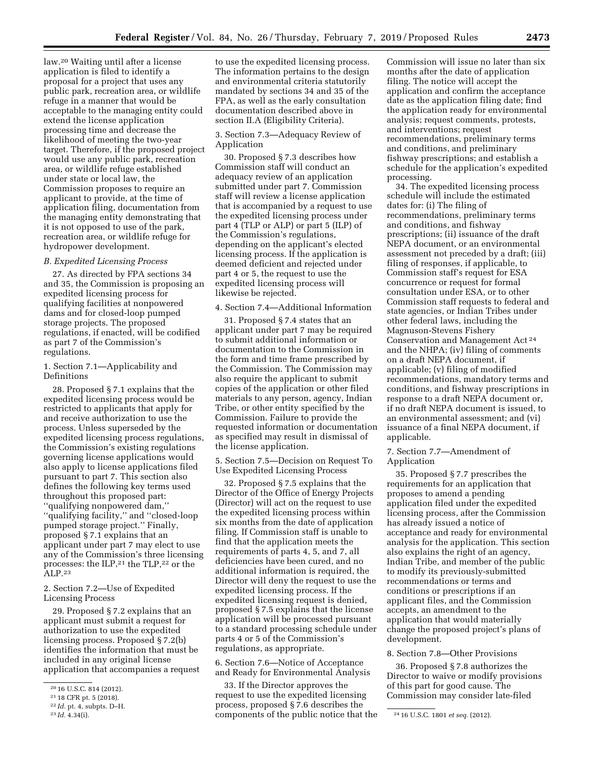law.[20] Waiting until after a license application is filed to identify a proposal for a project that uses any public park, recreation area, or wildlife refuge in a manner that would be acceptable to the managing entity could extend the license application processing time and decrease the likelihood of meeting the two-year target. Therefore, if the proposed project would use any public park, recreation area, or wildlife refuge established under state or local law, the Commission proposes to require an applicant to provide, at the time of application filing, documentation from the managing entity demonstrating that it is not opposed to use of the park, recreation area, or wildlife refuge for hydropower development.

### *B. Expedited Licensing Process*

27. As directed by FPA sections 34 and 35, the Commission is proposing an expedited licensing process for qualifying facilities at nonpowered dams and for closed-loop pumped storage projects. The proposed regulations, if enacted, will be codified as part 7 of the Commission's regulations.

#### 1. Section 7.1—Applicability and Definitions

28. Proposed § 7.1 explains that the expedited licensing process would be restricted to applicants that apply for and receive authorization to use the process. Unless superseded by the expedited licensing process regulations, the Commission's existing regulations governing license applications would also apply to license applications filed pursuant to part 7. This section also defines the following key terms used throughout this proposed part: ''qualifying nonpowered dam,'' ''qualifying facility,'' and ''closed-loop pumped storage project.'' Finally, proposed § 7.1 explains that an applicant under part 7 may elect to use any of the Commission's three licensing processes: the ILP,[21] the TLP,[22] or the ALP.[23]

#### 2. Section 7.2—Use of Expedited Licensing Process

29. Proposed § 7.2 explains that an applicant must submit a request for authorization to use the expedited licensing process. Proposed § 7.2(b) identifies the information that must be included in any original license application that accompanies a request to use the expedited licensing process. The information pertains to the design and environmental criteria statutorily mandated by sections 34 and 35 of the FPA, as well as the early consultation documentation described above in section II.A (Eligibility Criteria).

#### 3. Section 7.3—Adequacy Review of Application

30. Proposed § 7.3 describes how Commission staff will conduct an adequacy review of an application submitted under part 7. Commission staff will review a license application that is accompanied by a request to use the expedited licensing process under part 4 (TLP or ALP) or part 5 (ILP) of the Commission's regulations, depending on the applicant's elected licensing process. If the application is deemed deficient and rejected under part 4 or 5, the request to use the expedited licensing process will likewise be rejected.

#### 4. Section 7.4—Additional Information

31. Proposed § 7.4 states that an applicant under part 7 may be required to submit additional information or documentation to the Commission in the form and time frame prescribed by the Commission. The Commission may also require the applicant to submit copies of the application or other filed materials to any person, agency, Indian Tribe, or other entity specified by the Commission. Failure to provide the requested information or documentation as specified may result in dismissal of the license application.

#### 5. Section 7.5—Decision on Request To Use Expedited Licensing Process

32. Proposed § 7.5 explains that the Director of the Office of Energy Projects (Director) will act on the request to use the expedited licensing process within six months from the date of application filing. If Commission staff is unable to find that the application meets the requirements of parts 4, 5, and 7, all deficiencies have been cured, and no additional information is required, the Director will deny the request to use the expedited licensing process. If the expedited licensing request is denied, proposed § 7.5 explains that the license application will be processed pursuant to a standard processing schedule under parts 4 or 5 of the Commission's regulations, as appropriate.

#### 6. Section 7.6—Notice of Acceptance and Ready for Environmental Analysis

33. If the Director approves the request to use the expedited licensing process, proposed § 7.6 describes the components of the public notice that the Commission will issue no later than six months after the date of application filing. The notice will accept the application and confirm the acceptance date as the application filing date; find the application ready for environmental analysis; request comments, protests, and interventions; request recommendations, preliminary terms and conditions, and preliminary fishway prescriptions; and establish a schedule for the application's expedited processing.

34. The expedited licensing process schedule will include the estimated dates for: (i) The filing of recommendations, preliminary terms and conditions, and fishway prescriptions; (ii) issuance of the draft NEPA document, or an environmental assessment not preceded by a draft; (iii) filing of responses, if applicable, to Commission staff's request for ESA concurrence or request for formal consultation under ESA, or to other Commission staff requests to federal and state agencies, or Indian Tribes under other federal laws, including the Magnuson-Stevens Fishery Conservation and Management Act [24] and the NHPA; (iv) filing of comments on a draft NEPA document, if applicable; (v) filing of modified recommendations, mandatory terms and conditions, and fishway prescriptions in response to a draft NEPA document or, if no draft NEPA document is issued, to an environmental assessment; and (vi) issuance of a final NEPA document, if applicable.

#### 7. Section 7.7—Amendment of Application

35. Proposed § 7.7 prescribes the requirements for an application that proposes to amend a pending application filed under the expedited licensing process, after the Commission has already issued a notice of acceptance and ready for environmental analysis for the application. This section also explains the right of an agency, Indian Tribe, and member of the public to modify its previously-submitted recommendations or terms and conditions or prescriptions if an applicant files, and the Commission accepts, an amendment to the application that would materially change the proposed project's plans of development.

#### 8. Section 7.8—Other Provisions

36. Proposed § 7.8 authorizes the Director to waive or modify provisions of this part for good cause. The Commission may consider late-filed

---

[20] 16 U.S.C. 814 (2012).

[21] 18 CFR pt. 5 (2018).

[22] *Id.* pt. 4, subpts. D–H.

[23] *Id.* 4.34(i).

[24] 16 U.S.C. 1801 *et seq.* (2012).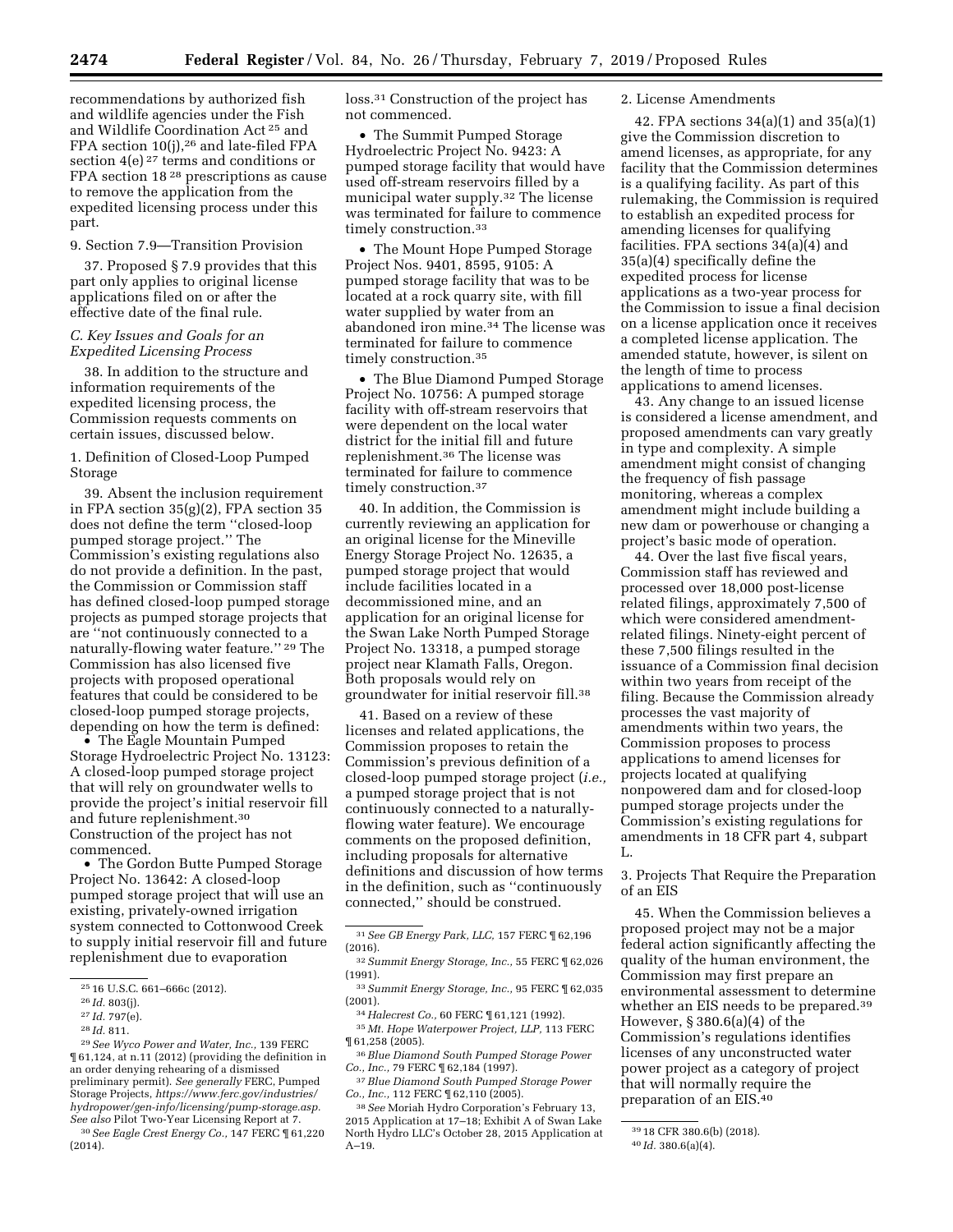recommendations by authorized fish and wildlife agencies under the Fish and Wildlife Coordination Act [25] and FPA section 10(j),[26] and late-filed FPA section 4(e) [27] terms and conditions or FPA section 18 [28] prescriptions as cause to remove the application from the expedited licensing process under this part.

9. Section 7.9—Transition Provision

37. Proposed § 7.9 provides that this part only applies to original license applications filed on or after the effective date of the final rule.

### *C. Key Issues and Goals for an Expedited Licensing Process*

38. In addition to the structure and information requirements of the expedited licensing process, the Commission requests comments on certain issues, discussed below.

1. Definition of Closed-Loop Pumped Storage

39. Absent the inclusion requirement in FPA section 35(g)(2), FPA section 35 does not define the term ''closed-loop pumped storage project.'' The Commission's existing regulations also do not provide a definition. In the past, the Commission or Commission staff has defined closed-loop pumped storage projects as pumped storage projects that are ''not continuously connected to a naturally-flowing water feature.'' [29] The Commission has also licensed five projects with proposed operational features that could be considered to be closed-loop pumped storage projects, depending on how the term is defined:

- The Eagle Mountain Pumped Storage Hydroelectric Project No. 13123: A closed-loop pumped storage project that will rely on groundwater wells to provide the project's initial reservoir fill and future replenishment.[30] Construction of the project has not commenced.
- The Gordon Butte Pumped Storage Project No. 13642: A closed-loop pumped storage project that will use an existing, privately-owned irrigation system connected to Cottonwood Creek to supply initial reservoir fill and future replenishment due to evaporation loss.[31] Construction of the project has not commenced.
- The Summit Pumped Storage Hydroelectric Project No. 9423: A pumped storage facility that would have used off-stream reservoirs filled by a municipal water supply.[32] The license was terminated for failure to commence timely construction.[33]
- The Mount Hope Pumped Storage Project Nos. 9401, 8595, 9105: A pumped storage facility that was to be located at a rock quarry site, with fill water supplied by water from an abandoned iron mine.[34] The license was terminated for failure to commence timely construction.[35]
- The Blue Diamond Pumped Storage Project No. 10756: A pumped storage facility with off-stream reservoirs that were dependent on the local water district for the initial fill and future replenishment.[36] The license was terminated for failure to commence timely construction.[37]

40. In addition, the Commission is currently reviewing an application for an original license for the Mineville Energy Storage Project No. 12635, a pumped storage project that would include facilities located in a decommissioned mine, and an application for an original license for the Swan Lake North Pumped Storage Project No. 13318, a pumped storage project near Klamath Falls, Oregon. Both proposals would rely on groundwater for initial reservoir fill.[38]

41. Based on a review of these licenses and related applications, the Commission proposes to retain the Commission's previous definition of a closed-loop pumped storage project (*i.e.,* a pumped storage project that is not continuously connected to a naturally-flowing water feature). We encourage comments on the proposed definition, including proposals for alternative definitions and discussion of how terms in the definition, such as ''continuously connected,'' should be construed.

2. License Amendments

42. FPA sections 34(a)(1) and 35(a)(1) give the Commission discretion to amend licenses, as appropriate, for any facility that the Commission determines is a qualifying facility. As part of this rulemaking, the Commission is required to establish an expedited process for amending licenses for qualifying facilities. FPA sections 34(a)(4) and 35(a)(4) specifically define the expedited process for license applications as a two-year process for the Commission to issue a final decision on a license application once it receives a completed license application. The amended statute, however, is silent on the length of time to process applications to amend licenses.

43. Any change to an issued license is considered a license amendment, and proposed amendments can vary greatly in type and complexity. A simple amendment might consist of changing the frequency of fish passage monitoring, whereas a complex amendment might include building a new dam or powerhouse or changing a project's basic mode of operation.

44. Over the last five fiscal years, Commission staff has reviewed and processed over 18,000 post-license related filings, approximately 7,500 of which were considered amendment-related filings. Ninety-eight percent of these 7,500 filings resulted in the issuance of a Commission final decision within two years from receipt of the filing. Because the Commission already processes the vast majority of amendments within two years, the Commission proposes to process applications to amend licenses for projects located at qualifying nonpowered dam and for closed-loop pumped storage projects under the Commission's existing regulations for amendments in 18 CFR part 4, subpart L.

3. Projects That Require the Preparation of an EIS

45. When the Commission believes a proposed project may not be a major federal action significantly affecting the quality of the human environment, the Commission may first prepare an environmental assessment to determine whether an EIS needs to be prepared.[39] However, § 380.6(a)(4) of the Commission's regulations identifies licenses of any unconstructed water power project as a category of project that will normally require the preparation of an EIS.[40]

---

[25] 16 U.S.C. 661–666c (2012).

[26] *Id.* 803(j).

[27] *Id.* 797(e).

[28] *Id.* 811.

[29] *See Wyco Power and Water, Inc.,* 139 FERC ¶ 61,124, at n.11 (2012) (providing the definition in an order denying rehearing of a dismissed preliminary permit). *See generally* FERC, Pumped Storage Projects, *https://www.ferc.gov/industries/hydropower/gen-info/licensing/pump-storage.asp. See also* Pilot Two-Year Licensing Report at 7.

[30] *See Eagle Crest Energy Co.,* 147 FERC ¶ 61,220 (2014).

[31] *See GB Energy Park, LLC,* 157 FERC ¶ 62,196 (2016).

[32] *Summit Energy Storage, Inc.,* 55 FERC ¶ 62,026 (1991).

[33] *Summit Energy Storage, Inc.,* 95 FERC ¶ 62,035 (2001).

[34] *Halecrest Co.,* 60 FERC ¶ 61,121 (1992).

[35] *Mt. Hope Waterpower Project, LLP,* 113 FERC ¶ 61,258 (2005).

[36] *Blue Diamond South Pumped Storage Power Co., Inc.,* 79 FERC ¶ 62,184 (1997).

[37] *Blue Diamond South Pumped Storage Power Co., Inc.,* 112 FERC ¶ 62,110 (2005).

[38] *See* Moriah Hydro Corporation's February 13, 2015 Application at 17–18; Exhibit A of Swan Lake North Hydro LLC's October 28, 2015 Application at A–19.

[39] 18 CFR 380.6(b) (2018).

[40] *Id.* 380.6(a)(4).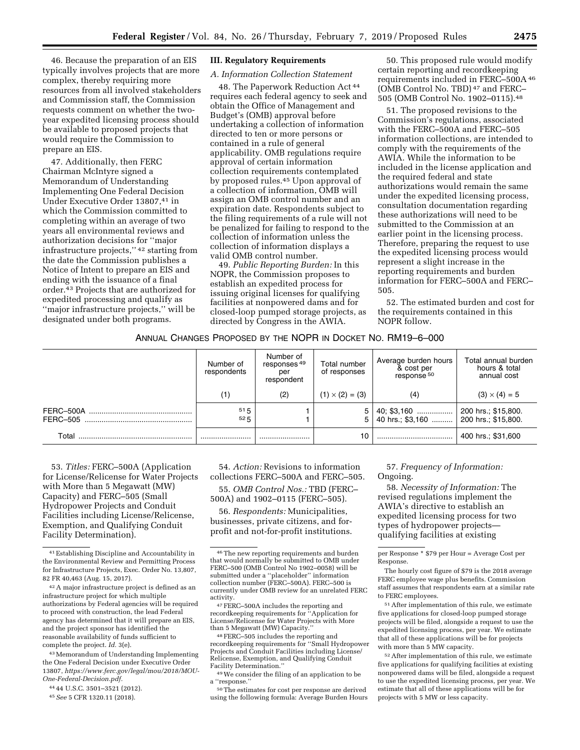46. Because the preparation of an EIS typically involves projects that are more complex, thereby requiring more resources from all involved stakeholders and Commission staff, the Commission requests comment on whether the two-year expedited licensing process should be available to proposed projects that would require the Commission to prepare an EIS.

47. Additionally, then FERC Chairman McIntyre signed a Memorandum of Understanding Implementing One Federal Decision Under Executive Order 13807,[41] in which the Commission committed to completing within an average of two years all environmental reviews and authorization decisions for ''major infrastructure projects,'' [42] starting from the date the Commission publishes a Notice of Intent to prepare an EIS and ending with the issuance of a final order.[43] Projects that are authorized for expedited processing and qualify as ''major infrastructure projects,'' will be designated under both programs.

## III. Regulatory Requirements

### A. Information Collection Statement

48. The Paperwork Reduction Act [44] requires each federal agency to seek and obtain the Office of Management and Budget's (OMB) approval before undertaking a collection of information directed to ten or more persons or contained in a rule of general applicability. OMB regulations require approval of certain information collection requirements contemplated by proposed rules.[45] Upon approval of a collection of information, OMB will assign an OMB control number and an expiration date. Respondents subject to the filing requirements of a rule will not be penalized for failing to respond to the collection of information unless the collection of information displays a valid OMB control number.

49. *Public Reporting Burden:* In this NOPR, the Commission proposes to establish an expedited process for issuing original licenses for qualifying facilities at nonpowered dams and for closed-loop pumped storage projects, as directed by Congress in the AWIA.

50. This proposed rule would modify certain reporting and recordkeeping requirements included in FERC–500A [46] (OMB Control No. TBD) [47] and FERC–505 (OMB Control No. 1902–0115).[48]

51. The proposed revisions to the Commission's regulations, associated with the FERC–500A and FERC–505 information collections, are intended to comply with the requirements of the AWIA. While the information to be included in the license application and the required federal and state authorizations would remain the same under the expedited licensing process, consultation documentation regarding these authorizations will need to be submitted to the Commission at an earlier point in the licensing process. Therefore, preparing the request to use the expedited licensing process would represent a slight increase in the reporting requirements and burden information for FERC–500A and FERC–505.

52. The estimated burden and cost for the requirements contained in this NOPR follow.

ANNUAL CHANGES PROPOSED BY THE NOPR IN DOCKET NO. RM19–6–000

| | Number of respondents | Number of responses [49] per respondent | Total number of responses | Average burden hours & cost per response [50] | Total annual burden hours & total annual cost |
|---|---|---|---|---|---|
| | (1) | (2) | $(1) \times (2) = (3)$ | (4) | $(3) \times (4) = 5$ |
| FERC–500A | [51] 5 | 1 | 5 | 40; $3,160 | 200 hrs.; $15,800. |
| FERC–505 | [52] 5 | 1 | 5 | 40 hrs.; $3,160 | 200 hrs.; $15,800. |
| Total | | | 10 | | 400 hrs.; $31,600 |

53. *Titles:* FERC–500A (Application for License/Relicense for Water Projects with More than 5 Megawatt (MW) Capacity) and FERC–505 (Small Hydropower Projects and Conduit Facilities including License/Relicense, Exemption, and Qualifying Conduit Facility Determination).

54. *Action:* Revisions to information collections FERC–500A and FERC–505.

55. *OMB Control Nos.:* TBD (FERC–500A) and 1902–0115 (FERC–505).

56. *Respondents:* Municipalities, businesses, private citizens, and for-profit and not-for-profit institutions.

57. *Frequency of Information:* Ongoing.

58. *Necessity of Information:* The revised regulations implement the AWIA's directive to establish an expedited licensing process for two types of hydropower projects—qualifying facilities at existing

---

[41] Establishing Discipline and Accountability in the Environmental Review and Permitting Process for Infrastructure Projects, Exec. Order No. 13,807, 82 FR 40,463 (Aug. 15, 2017).

[42] A major infrastructure project is defined as an infrastructure project for which multiple authorizations by Federal agencies will be required to proceed with construction, the lead Federal agency has determined that it will prepare an EIS, and the project sponsor has identified the reasonable availability of funds sufficient to complete the project. *Id.* 3(e).

[43] Memorandum of Understanding Implementing the One Federal Decision under Executive Order 13807, *https://www.ferc.gov/legal/mou/2018/MOU-One-Federal-Decision.pdf.*

[44] 44 U.S.C. 3501–3521 (2012).

[45] *See* 5 CFR 1320.11 (2018).

[46] The new reporting requirements and burden that would normally be submitted to OMB under FERC–500 (OMB Control No 1902–0058) will be submitted under a ''placeholder'' information collection number (FERC–500A). FERC–500 is currently under OMB review for an unrelated FERC activity.

[47] FERC–500A includes the reporting and recordkeeping requirements for ''Application for License/Relicense for Water Projects with More than 5 Megawatt (MW) Capacity.''

[48] FERC–505 includes the reporting and recordkeeping requirements for ''Small Hydropower Projects and Conduit Facilities including License/Relicense, Exemption, and Qualifying Conduit Facility Determination.''

[49] We consider the filing of an application to be a ''response.''

[50] The estimates for cost per response are derived using the following formula: Average Burden Hours per Response * $79 per Hour = Average Cost per Response.

The hourly cost figure of $79 is the 2018 average FERC employee wage plus benefits. Commission staff assumes that respondents earn at a similar rate to FERC employees.

[51] After implementation of this rule, we estimate five applications for closed-loop pumped storage projects will be filed, alongside a request to use the expedited licensing process, per year. We estimate that all of these applications will be for projects with more than 5 MW capacity.

[52] After implementation of this rule, we estimate five applications for qualifying facilities at existing nonpowered dams will be filed, alongside a request to use the expedited licensing process, per year. We estimate that all of these applications will be for projects with 5 MW or less capacity.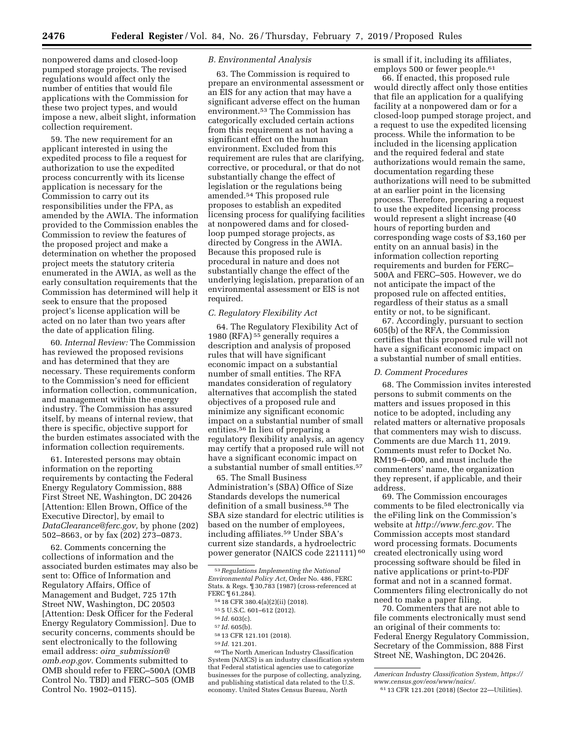nonpowered dams and closed-loop pumped storage projects. The revised regulations would affect only the number of entities that would file applications with the Commission for these two project types, and would impose a new, albeit slight, information collection requirement.

59. The new requirement for an applicant interested in using the expedited process to file a request for authorization to use the expedited process concurrently with its license application is necessary for the Commission to carry out its responsibilities under the FPA, as amended by the AWIA. The information provided to the Commission enables the Commission to review the features of the proposed project and make a determination on whether the proposed project meets the statutory criteria enumerated in the AWIA, as well as the early consultation requirements that the Commission has determined will help it seek to ensure that the proposed project's license application will be acted on no later than two years after the date of application filing.

60. *Internal Review:* The Commission has reviewed the proposed revisions and has determined that they are necessary. These requirements conform to the Commission's need for efficient information collection, communication, and management within the energy industry. The Commission has assured itself, by means of internal review, that there is specific, objective support for the burden estimates associated with the information collection requirements.

61. Interested persons may obtain information on the reporting requirements by contacting the Federal Energy Regulatory Commission, 888 First Street NE, Washington, DC 20426 [Attention: Ellen Brown, Office of the Executive Director], by email to *DataClearance@ferc.gov,* by phone (202) 502–8663, or by fax (202) 273–0873.

62. Comments concerning the collections of information and the associated burden estimates may also be sent to: Office of Information and Regulatory Affairs, Office of Management and Budget, 725 17th Street NW, Washington, DC 20503 [Attention: Desk Officer for the Federal Energy Regulatory Commission]. Due to security concerns, comments should be sent electronically to the following email address: *oira_submission@omb.eop.gov*. Comments submitted to OMB should refer to FERC–500A (OMB Control No. TBD) and FERC–505 (OMB Control No. 1902–0115).

### *B. Environmental Analysis*

63. The Commission is required to prepare an environmental assessment or an EIS for any action that may have a significant adverse effect on the human environment.[53] The Commission has categorically excluded certain actions from this requirement as not having a significant effect on the human environment. Excluded from this requirement are rules that are clarifying, corrective, or procedural, or that do not substantially change the effect of legislation or the regulations being amended.[54] This proposed rule proposes to establish an expedited licensing process for qualifying facilities at nonpowered dams and for closed-loop pumped storage projects, as directed by Congress in the AWIA. Because this proposed rule is procedural in nature and does not substantially change the effect of the underlying legislation, preparation of an environmental assessment or EIS is not required.

### *C. Regulatory Flexibility Act*

64. The Regulatory Flexibility Act of 1980 (RFA)[55] generally requires a description and analysis of proposed rules that will have significant economic impact on a substantial number of small entities. The RFA mandates consideration of regulatory alternatives that accomplish the stated objectives of a proposed rule and minimize any significant economic impact on a substantial number of small entities.[56] In lieu of preparing a regulatory flexibility analysis, an agency may certify that a proposed rule will not have a significant economic impact on a substantial number of small entities.[57]

65. The Small Business Administration's (SBA) Office of Size Standards develops the numerical definition of a small business.[58] The SBA size standard for electric utilities is based on the number of employees, including affiliates.[59] Under SBA's current size standards, a hydroelectric power generator (NAICS code 221111)[60] is small if it, including its affiliates, employs 500 or fewer people.[61]

66. If enacted, this proposed rule would directly affect only those entities that file an application for a qualifying facility at a nonpowered dam or for a closed-loop pumped storage project, and a request to use the expedited licensing process. While the information to be included in the licensing application and the required federal and state authorizations would remain the same, documentation regarding these authorizations will need to be submitted at an earlier point in the licensing process. Therefore, preparing a request to use the expedited licensing process would represent a slight increase (40 hours of reporting burden and corresponding wage costs of $3,160 per entity on an annual basis) in the information collection reporting requirements and burden for FERC–500A and FERC–505. However, we do not anticipate the impact of the proposed rule on affected entities, regardless of their status as a small entity or not, to be significant.

67. Accordingly, pursuant to section 605(b) of the RFA, the Commission certifies that this proposed rule will not have a significant economic impact on a substantial number of small entities.

### *D. Comment Procedures*

68. The Commission invites interested persons to submit comments on the matters and issues proposed in this notice to be adopted, including any related matters or alternative proposals that commenters may wish to discuss. Comments are due March 11, 2019. Comments must refer to Docket No. RM19–6–000, and must include the commenters' name, the organization they represent, if applicable, and their address.

69. The Commission encourages comments to be filed electronically via the eFiling link on the Commission's website at *http://www.ferc.gov*. The Commission accepts most standard word processing formats. Documents created electronically using word processing software should be filed in native applications or print-to-PDF format and not in a scanned format. Commenters filing electronically do not need to make a paper filing.

70. Commenters that are not able to file comments electronically must send an original of their comments to: Federal Energy Regulatory Commission, Secretary of the Commission, 888 First Street NE, Washington, DC 20426.

---

[53] *Regulations Implementing the National Environmental Policy Act,* Order No. 486, FERC Stats. & Regs. ¶ 30,783 (1987) (cross-referenced at FERC ¶ 61,284).

[54] 18 CFR 380.4(a)(2)(ii) (2018).

[55] 5 U.S.C. 601–612 (2012).

[56] *Id.* 603(c).

[57] *Id.* 605(b).

[58] 13 CFR 121.101 (2018).

[59] *Id.* 121.201.

[60] The North American Industry Classification System (NAICS) is an industry classification system that Federal statistical agencies use to categorize businesses for the purpose of collecting, analyzing, and publishing statistical data related to the U.S. economy. United States Census Bureau, *North American Industry Classification System, https://www.census.gov/eos/www/naics/.*

[61] 13 CFR 121.201 (2018) (Sector 22—Utilities).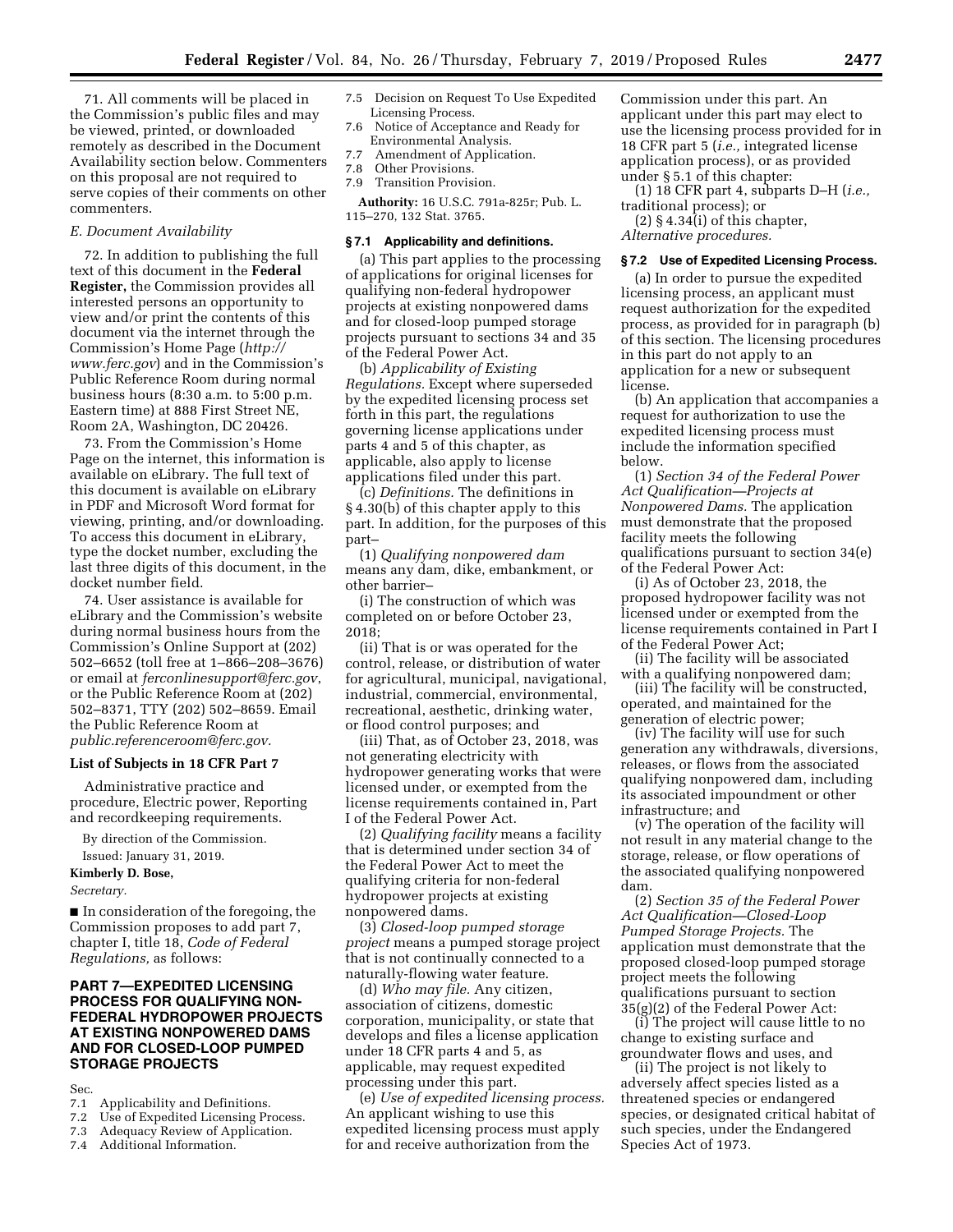71. All comments will be placed in the Commission's public files and may be viewed, printed, or downloaded remotely as described in the Document Availability section below. Commenters on this proposal are not required to serve copies of their comments on other commenters.

### E. Document Availability

72. In addition to publishing the full text of this document in the **Federal Register,** the Commission provides all interested persons an opportunity to view and/or print the contents of this document via the internet through the Commission's Home Page (*http://www.ferc.gov*) and in the Commission's Public Reference Room during normal business hours (8:30 a.m. to 5:00 p.m. Eastern time) at 888 First Street NE, Room 2A, Washington, DC 20426.

73. From the Commission's Home Page on the internet, this information is available on eLibrary. The full text of this document is available on eLibrary in PDF and Microsoft Word format for viewing, printing, and/or downloading. To access this document in eLibrary, type the docket number, excluding the last three digits of this document, in the docket number field.

74. User assistance is available for eLibrary and the Commission's website during normal business hours from the Commission's Online Support at (202) 502–6652 (toll free at 1–866–208–3676) or email at *ferconlinesupport@ferc.gov*, or the Public Reference Room at (202) 502–8371, TTY (202) 502–8659. Email the Public Reference Room at *public.referenceroom@ferc.gov.*

### List of Subjects in 18 CFR Part 7

Administrative practice and procedure, Electric power, Reporting and recordkeeping requirements.

By direction of the Commission.

Issued: January 31, 2019.

**Kimberly D. Bose,**

*Secretary.*

■ In consideration of the foregoing, the Commission proposes to add part 7, chapter I, title 18, *Code of Federal Regulations,* as follows:

## PART 7—EXPEDITED LICENSING PROCESS FOR QUALIFYING NON-FEDERAL HYDROPOWER PROJECTS AT EXISTING NONPOWERED DAMS AND FOR CLOSED-LOOP PUMPED STORAGE PROJECTS

Sec.

7.1 Applicability and Definitions.
7.2 Use of Expedited Licensing Process.
7.3 Adequacy Review of Application.
7.4 Additional Information.
7.5 Decision on Request To Use Expedited Licensing Process.
7.6 Notice of Acceptance and Ready for Environmental Analysis.
7.7 Amendment of Application.
7.8 Other Provisions.
7.9 Transition Provision.

**Authority:** 16 U.S.C. 791a-825r; Pub. L. 115–270, 132 Stat. 3765.

### § 7.1 Applicability and definitions.

(a) This part applies to the processing of applications for original licenses for qualifying non-federal hydropower projects at existing nonpowered dams and for closed-loop pumped storage projects pursuant to sections 34 and 35 of the Federal Power Act.

(b) *Applicability of Existing Regulations.* Except where superseded by the expedited licensing process set forth in this part, the regulations governing license applications under parts 4 and 5 of this chapter, as applicable, also apply to license applications filed under this part.

(c) *Definitions.* The definitions in § 4.30(b) of this chapter apply to this part. In addition, for the purposes of this part–

(1) *Qualifying nonpowered dam* means any dam, dike, embankment, or other barrier–

(i) The construction of which was completed on or before October 23, 2018;

(ii) That is or was operated for the control, release, or distribution of water for agricultural, municipal, navigational, industrial, commercial, environmental, recreational, aesthetic, drinking water, or flood control purposes; and

(iii) That, as of October 23, 2018, was not generating electricity with hydropower generating works that were licensed under, or exempted from the license requirements contained in, Part I of the Federal Power Act.

(2) *Qualifying facility* means a facility that is determined under section 34 of the Federal Power Act to meet the qualifying criteria for non-federal hydropower projects at existing nonpowered dams.

(3) *Closed-loop pumped storage project* means a pumped storage project that is not continually connected to a naturally-flowing water feature.

(d) *Who may file.* Any citizen, association of citizens, domestic corporation, municipality, or state that develops and files a license application under 18 CFR parts 4 and 5, as applicable, may request expedited processing under this part.

(e) *Use of expedited licensing process.* An applicant wishing to use this expedited licensing process must apply for and receive authorization from the Commission under this part. An applicant under this part may elect to use the licensing process provided for in 18 CFR part 5 (*i.e.,* integrated license application process), or as provided under § 5.1 of this chapter:

(1) 18 CFR part 4, subparts D–H (*i.e.,* traditional process); or

(2) § 4.34(i) of this chapter, *Alternative procedures.*

### § 7.2 Use of Expedited Licensing Process.

(a) In order to pursue the expedited licensing process, an applicant must request authorization for the expedited process, as provided for in paragraph (b) of this section. The licensing procedures in this part do not apply to an application for a new or subsequent license.

(b) An application that accompanies a request for authorization to use the expedited licensing process must include the information specified below.

(1) *Section 34 of the Federal Power Act Qualification—Projects at Nonpowered Dams.* The application must demonstrate that the proposed facility meets the following qualifications pursuant to section 34(e) of the Federal Power Act:

(i) As of October 23, 2018, the proposed hydropower facility was not licensed under or exempted from the license requirements contained in Part I of the Federal Power Act;

(ii) The facility will be associated with a qualifying nonpowered dam;

(iii) The facility will be constructed, operated, and maintained for the generation of electric power;

(iv) The facility will use for such generation any withdrawals, diversions, releases, or flows from the associated qualifying nonpowered dam, including its associated impoundment or other infrastructure; and

(v) The operation of the facility will not result in any material change to the storage, release, or flow operations of the associated qualifying nonpowered dam.

(2) *Section 35 of the Federal Power Act Qualification—Closed-Loop Pumped Storage Projects.* The application must demonstrate that the proposed closed-loop pumped storage project meets the following qualifications pursuant to section 35(g)(2) of the Federal Power Act:

(i) The project will cause little to no change to existing surface and groundwater flows and uses, and

(ii) The project is not likely to adversely affect species listed as a threatened species or endangered species, or designated critical habitat of such species, under the Endangered Species Act of 1973.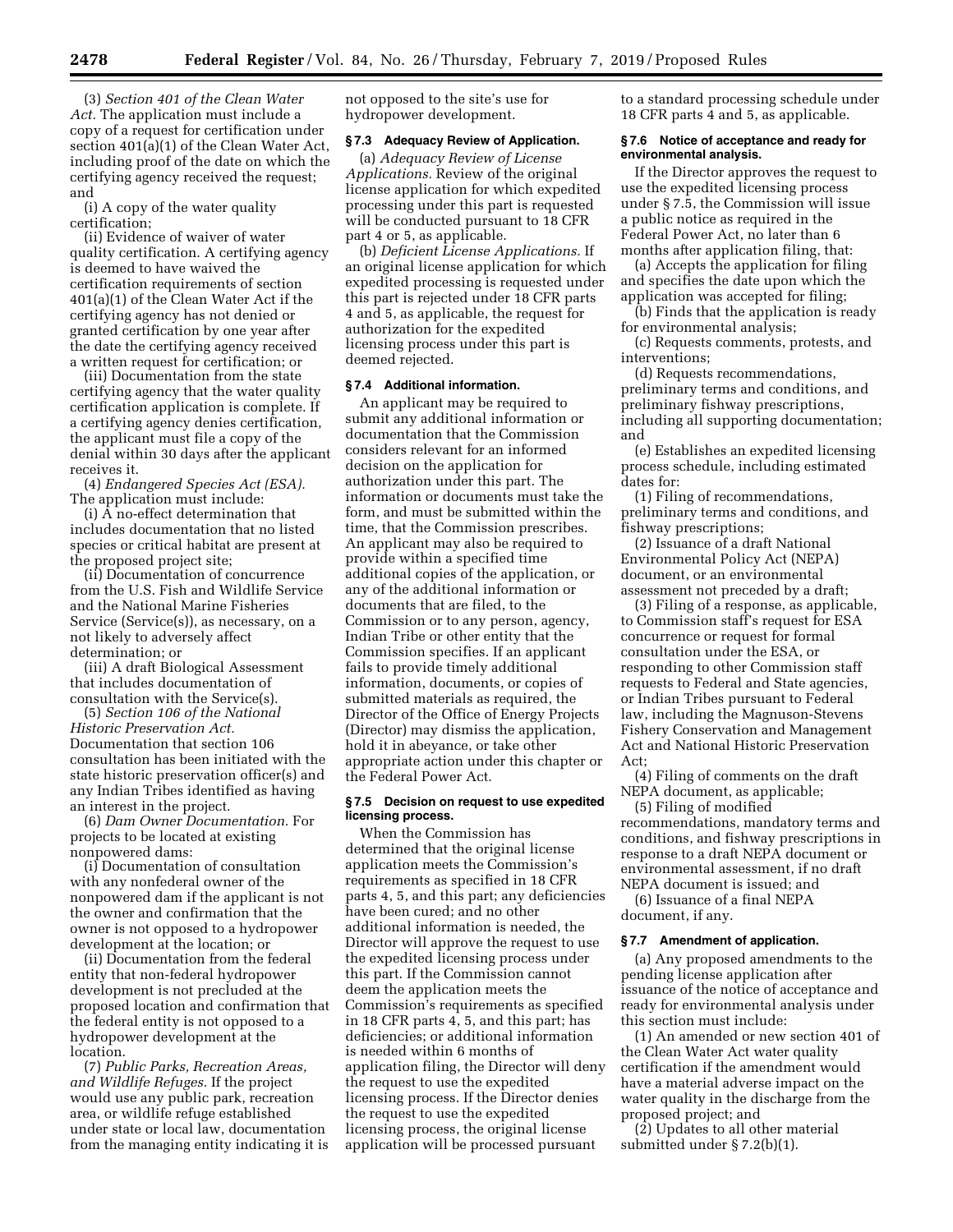(3) *Section 401 of the Clean Water Act.* The application must include a copy of a request for certification under section 401(a)(1) of the Clean Water Act, including proof of the date on which the certifying agency received the request; and

(i) A copy of the water quality certification;

(ii) Evidence of waiver of water quality certification. A certifying agency is deemed to have waived the certification requirements of section 401(a)(1) of the Clean Water Act if the certifying agency has not denied or granted certification by one year after the date the certifying agency received a written request for certification; or

(iii) Documentation from the state certifying agency that the water quality certification application is complete. If a certifying agency denies certification, the applicant must file a copy of the denial within 30 days after the applicant receives it.

(4) *Endangered Species Act (ESA).* The application must include:

(i) A no-effect determination that includes documentation that no listed species or critical habitat are present at the proposed project site;

(ii) Documentation of concurrence from the U.S. Fish and Wildlife Service and the National Marine Fisheries Service (Service(s)), as necessary, on a not likely to adversely affect determination; or

(iii) A draft Biological Assessment that includes documentation of consultation with the Service(s).

(5) *Section 106 of the National Historic Preservation Act.* Documentation that section 106 consultation has been initiated with the state historic preservation officer(s) and any Indian Tribes identified as having an interest in the project.

(6) *Dam Owner Documentation.* For projects to be located at existing nonpowered dams:

(i) Documentation of consultation with any nonfederal owner of the nonpowered dam if the applicant is not the owner and confirmation that the owner is not opposed to a hydropower development at the location; or

(ii) Documentation from the federal entity that non-federal hydropower development is not precluded at the proposed location and confirmation that the federal entity is not opposed to a hydropower development at the location.

(7) *Public Parks, Recreation Areas, and Wildlife Refuges.* If the project would use any public park, recreation area, or wildlife refuge established under state or local law, documentation from the managing entity indicating it is not opposed to the site's use for hydropower development.

**§ 7.3 Adequacy Review of Application.**

(a) *Adequacy Review of License Applications.* Review of the original license application for which expedited processing under this part is requested will be conducted pursuant to 18 CFR part 4 or 5, as applicable.

(b) *Deficient License Applications.* If an original license application for which expedited processing is requested under this part is rejected under 18 CFR parts 4 and 5, as applicable, the request for authorization for the expedited licensing process under this part is deemed rejected.

**§ 7.4 Additional information.**

An applicant may be required to submit any additional information or documentation that the Commission considers relevant for an informed decision on the application for authorization under this part. The information or documents must take the form, and must be submitted within the time, that the Commission prescribes. An applicant may also be required to provide within a specified time additional copies of the application, or any of the additional information or documents that are filed, to the Commission or to any person, agency, Indian Tribe or other entity that the Commission specifies. If an applicant fails to provide timely additional information, documents, or copies of submitted materials as required, the Director of the Office of Energy Projects (Director) may dismiss the application, hold it in abeyance, or take other appropriate action under this chapter or the Federal Power Act.

**§ 7.5 Decision on request to use expedited licensing process.**

When the Commission has determined that the original license application meets the Commission's requirements as specified in 18 CFR parts 4, 5, and this part; any deficiencies have been cured; and no other additional information is needed, the Director will approve the request to use the expedited licensing process under this part. If the Commission cannot deem the application meets the Commission's requirements as specified in 18 CFR parts 4, 5, and this part; has deficiencies; or additional information is needed within 6 months of application filing, the Director will deny the request to use the expedited licensing process. If the Director denies the request to use the expedited licensing process, the original license application will be processed pursuant to a standard processing schedule under 18 CFR parts 4 and 5, as applicable.

**§ 7.6 Notice of acceptance and ready for environmental analysis.**

If the Director approves the request to use the expedited licensing process under § 7.5, the Commission will issue a public notice as required in the Federal Power Act, no later than 6 months after application filing, that:

(a) Accepts the application for filing and specifies the date upon which the application was accepted for filing;

(b) Finds that the application is ready for environmental analysis;

(c) Requests comments, protests, and interventions;

(d) Requests recommendations, preliminary terms and conditions, and preliminary fishway prescriptions, including all supporting documentation; and

(e) Establishes an expedited licensing process schedule, including estimated dates for:

(1) Filing of recommendations, preliminary terms and conditions, and fishway prescriptions;

(2) Issuance of a draft National Environmental Policy Act (NEPA) document, or an environmental assessment not preceded by a draft;

(3) Filing of a response, as applicable, to Commission staff's request for ESA concurrence or request for formal consultation under the ESA, or responding to other Commission staff requests to Federal and State agencies, or Indian Tribes pursuant to Federal law, including the Magnuson-Stevens Fishery Conservation and Management Act and National Historic Preservation Act;

(4) Filing of comments on the draft NEPA document, as applicable;

(5) Filing of modified recommendations, mandatory terms and conditions, and fishway prescriptions in response to a draft NEPA document or environmental assessment, if no draft NEPA document is issued; and

(6) Issuance of a final NEPA document, if any.

**§ 7.7 Amendment of application.**

(a) Any proposed amendments to the pending license application after issuance of the notice of acceptance and ready for environmental analysis under this section must include:

(1) An amended or new section 401 of the Clean Water Act water quality certification if the amendment would have a material adverse impact on the water quality in the discharge from the proposed project; and

(2) Updates to all other material submitted under § 7.2(b)(1).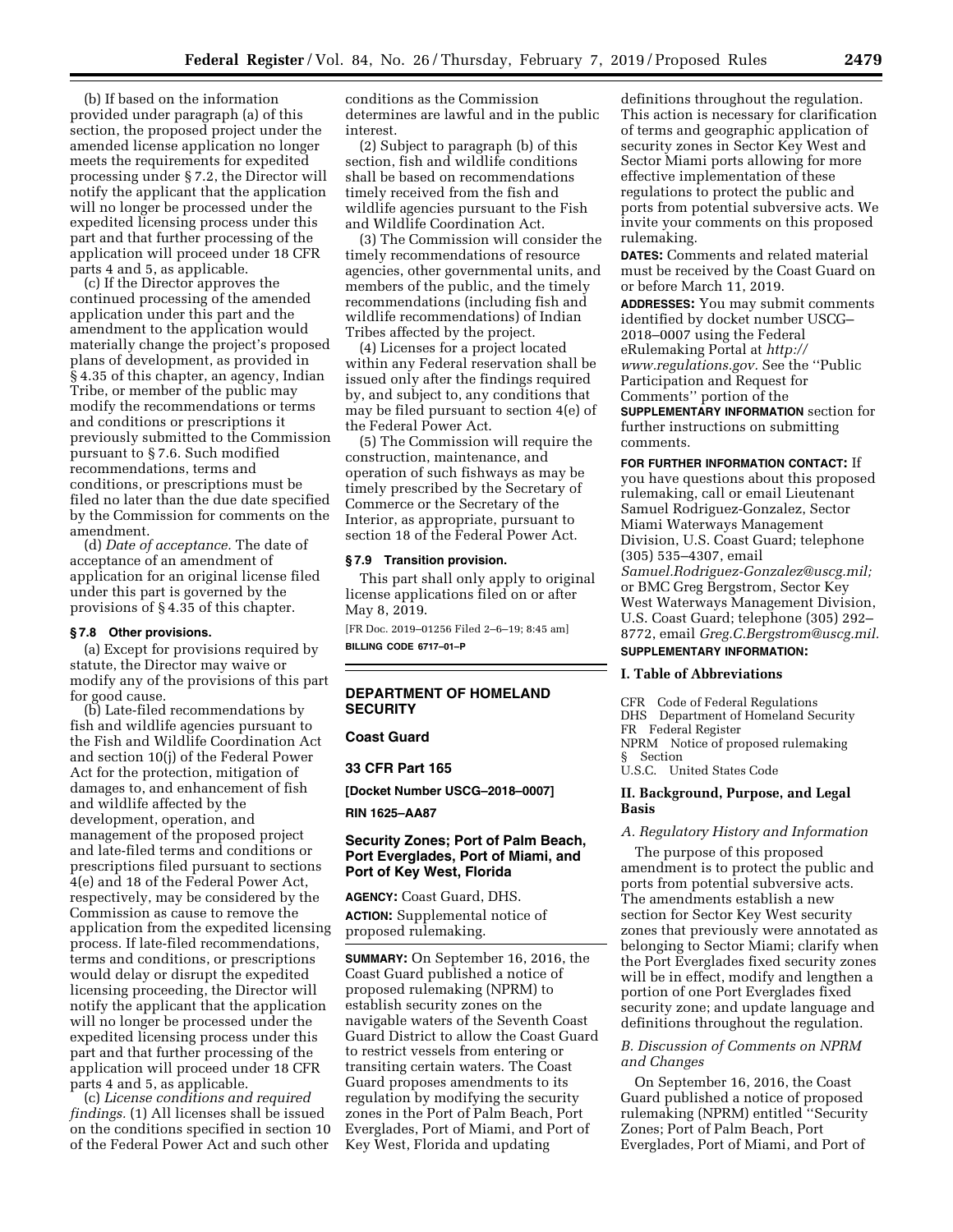(b) If based on the information provided under paragraph (a) of this section, the proposed project under the amended license application no longer meets the requirements for expedited processing under § 7.2, the Director will notify the applicant that the application will no longer be processed under the expedited licensing process under this part and that further processing of the application will proceed under 18 CFR parts 4 and 5, as applicable.

(c) If the Director approves the continued processing of the amended application under this part and the amendment to the application would materially change the project's proposed plans of development, as provided in § 4.35 of this chapter, an agency, Indian Tribe, or member of the public may modify the recommendations or terms and conditions or prescriptions it previously submitted to the Commission pursuant to § 7.6. Such modified recommendations, terms and conditions, or prescriptions must be filed no later than the due date specified by the Commission for comments on the amendment.

(d) *Date of acceptance.* The date of acceptance of an amendment of application for an original license filed under this part is governed by the provisions of § 4.35 of this chapter.

**§ 7.8 Other provisions.**

(a) Except for provisions required by statute, the Director may waive or modify any of the provisions of this part for good cause.

(b) Late-filed recommendations by fish and wildlife agencies pursuant to the Fish and Wildlife Coordination Act and section 10(j) of the Federal Power Act for the protection, mitigation of damages to, and enhancement of fish and wildlife affected by the development, operation, and management of the proposed project and late-filed terms and conditions or prescriptions filed pursuant to sections 4(e) and 18 of the Federal Power Act, respectively, may be considered by the Commission as cause to remove the application from the expedited licensing process. If late-filed recommendations, terms and conditions, or prescriptions would delay or disrupt the expedited licensing proceeding, the Director will notify the applicant that the application will no longer be processed under the expedited licensing process under this part and that further processing of the application will proceed under 18 CFR parts 4 and 5, as applicable.

(c) *License conditions and required findings.* (1) All licenses shall be issued on the conditions specified in section 10 of the Federal Power Act and such other conditions as the Commission determines are lawful and in the public interest.

(2) Subject to paragraph (b) of this section, fish and wildlife conditions shall be based on recommendations timely received from the fish and wildlife agencies pursuant to the Fish and Wildlife Coordination Act.

(3) The Commission will consider the timely recommendations of resource agencies, other governmental units, and members of the public, and the timely recommendations (including fish and wildlife recommendations) of Indian Tribes affected by the project.

(4) Licenses for a project located within any Federal reservation shall be issued only after the findings required by, and subject to, any conditions that may be filed pursuant to section 4(e) of the Federal Power Act.

(5) The Commission will require the construction, maintenance, and operation of such fishways as may be timely prescribed by the Secretary of Commerce or the Secretary of the Interior, as appropriate, pursuant to section 18 of the Federal Power Act.

**§ 7.9 Transition provision.**

This part shall only apply to original license applications filed on or after May 8, 2019.

[FR Doc. 2019–01256 Filed 2–6–19; 8:45 am]

**BILLING CODE 6717–01–P**

---

## DEPARTMENT OF HOMELAND SECURITY

### Coast Guard

### 33 CFR Part 165

**[Docket Number USCG–2018–0007]**

**RIN 1625–AA87**

## Security Zones; Port of Palm Beach, Port Everglades, Port of Miami, and Port of Key West, Florida

**AGENCY:** Coast Guard, DHS.

**ACTION:** Supplemental notice of proposed rulemaking.

**SUMMARY:** On September 16, 2016, the Coast Guard published a notice of proposed rulemaking (NPRM) to establish security zones on the navigable waters of the Seventh Coast Guard District to allow the Coast Guard to restrict vessels from entering or transiting certain waters. The Coast Guard proposes amendments to its regulation by modifying the security zones in the Port of Palm Beach, Port Everglades, Port of Miami, and Port of Key West, Florida and updating definitions throughout the regulation. This action is necessary for clarification of terms and geographic application of security zones in Sector Key West and Sector Miami ports allowing for more effective implementation of these regulations to protect the public and ports from potential subversive acts. We invite your comments on this proposed rulemaking.

**DATES:** Comments and related material must be received by the Coast Guard on or before March 11, 2019.

**ADDRESSES:** You may submit comments identified by docket number USCG–2018–0007 using the Federal eRulemaking Portal at *http://www.regulations.gov.* See the "Public Participation and Request for Comments" portion of the **SUPPLEMENTARY INFORMATION** section for further instructions on submitting comments.

**FOR FURTHER INFORMATION CONTACT:** If you have questions about this proposed rulemaking, call or email Lieutenant Samuel Rodriguez-Gonzalez, Sector Miami Waterways Management Division, U.S. Coast Guard; telephone (305) 535–4307, email *Samuel.Rodriguez-Gonzalez@uscg.mil;* or BMC Greg Bergstrom, Sector Key West Waterways Management Division, U.S. Coast Guard; telephone (305) 292–8772, email *Greg.C.Bergstrom@uscg.mil.*

**SUPPLEMENTARY INFORMATION:**

### I. Table of Abbreviations

CFR Code of Federal Regulations
DHS Department of Homeland Security
FR Federal Register
NPRM Notice of proposed rulemaking
§ Section
U.S.C. United States Code

### II. Background, Purpose, and Legal Basis

*A. Regulatory History and Information*

The purpose of this proposed amendment is to protect the public and ports from potential subversive acts. The amendments establish a new section for Sector Key West security zones that previously were annotated as belonging to Sector Miami; clarify when the Port Everglades fixed security zones will be in effect, modify and lengthen a portion of one Port Everglades fixed security zone; and update language and definitions throughout the regulation.

*B. Discussion of Comments on NPRM and Changes*

On September 16, 2016, the Coast Guard published a notice of proposed rulemaking (NPRM) entitled "Security Zones; Port of Palm Beach, Port Everglades, Port of Miami, and Port of